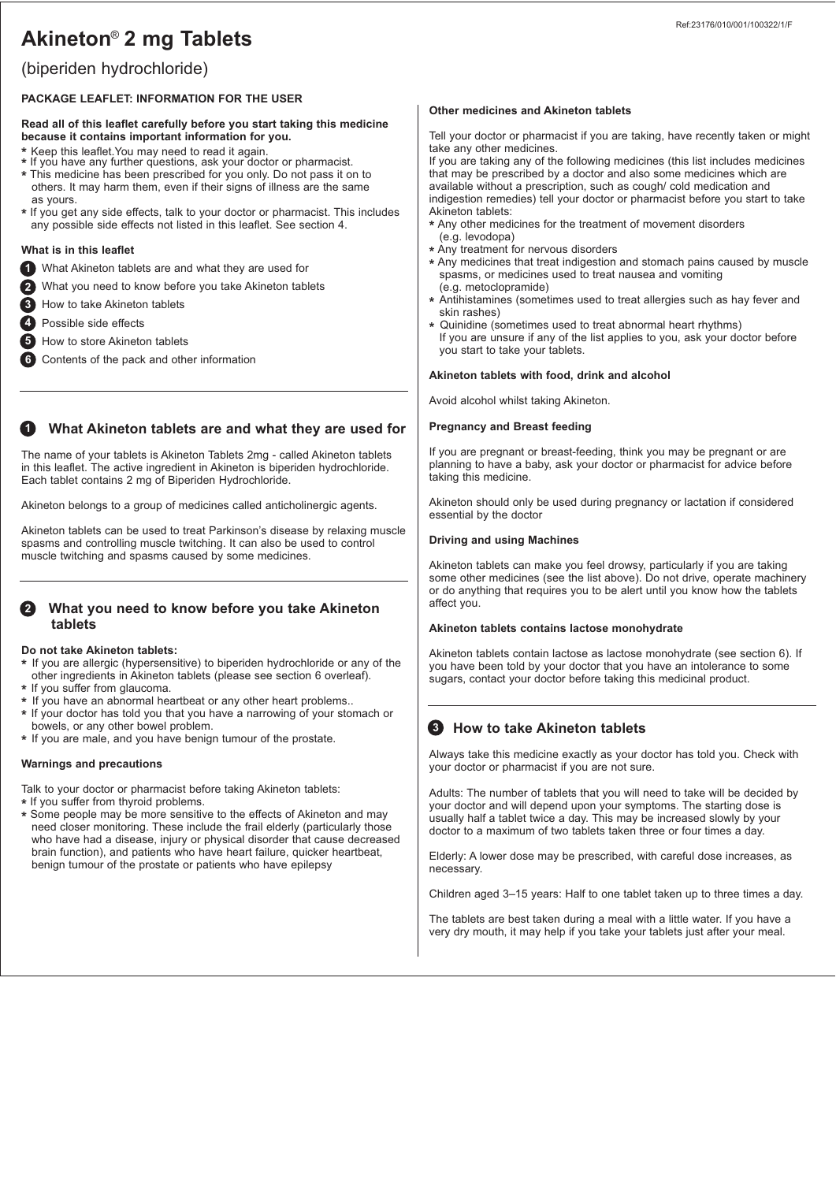# Akineton® 2 mg Tablets

(biperiden hydrochloride)

**PACKAGE LEAFLET: INFORMATION FOR THE USER**

**Read all of this leaflet carefully before you start taking this medicine because it contains important information for you.**

* Keep this leaflet.You may need to read it again.
* If you have any further questions, ask your doctor or pharmacist.
* This medicine has been prescribed for you only. Do not pass it on to others. It may harm them, even if their signs of illness are the same as yours.
* If you get any side effects, talk to your doctor or pharmacist. This includes any possible side effects not listed in this leaflet. See section 4.

**What is in this leaflet**

1. What Akineton tablets are and what they are used for
2. What you need to know before you take Akineton tablets
3. How to take Akineton tablets
4. Possible side effects
5. How to store Akineton tablets
6. Contents of the pack and other information

## 1 What Akineton tablets are and what they are used for

The name of your tablets is Akineton Tablets 2mg - called Akineton tablets in this leaflet. The active ingredient in Akineton is biperiden hydrochloride. Each tablet contains 2 mg of Biperiden Hydrochloride.

Akineton belongs to a group of medicines called anticholinergic agents.

Akineton tablets can be used to treat Parkinson's disease by relaxing muscle spasms and controlling muscle twitching. It can also be used to control muscle twitching and spasms caused by some medicines.

## 2 What you need to know before you take Akineton tablets

**Do not take Akineton tablets:**

* If you are allergic (hypersensitive) to biperiden hydrochloride or any of the other ingredients in Akineton tablets (please see section 6 overleaf).
* If you suffer from glaucoma.
* If you have an abnormal heartbeat or any other heart problems..
* If your doctor has told you that you have a narrowing of your stomach or bowels, or any other bowel problem.
* If you are male, and you have benign tumour of the prostate.

**Warnings and precautions**

Talk to your doctor or pharmacist before taking Akineton tablets:

* If you suffer from thyroid problems.
* Some people may be more sensitive to the effects of Akineton and may need closer monitoring. These include the frail elderly (particularly those who have had a disease, injury or physical disorder that cause decreased brain function), and patients who have heart failure, quicker heartbeat, benign tumour of the prostate or patients who have epilepsy

**Other medicines and Akineton tablets**

Tell your doctor or pharmacist if you are taking, have recently taken or might take any other medicines.
If you are taking any of the following medicines (this list includes medicines that may be prescribed by a doctor and also some medicines which are available without a prescription, such as cough/ cold medication and indigestion remedies) tell your doctor or pharmacist before you start to take Akineton tablets:

* Any other medicines for the treatment of movement disorders (e.g. levodopa)
* Any treatment for nervous disorders
* Any medicines that treat indigestion and stomach pains caused by muscle spasms, or medicines used to treat nausea and vomiting (e.g. metoclopramide)
* Antihistamines (sometimes used to treat allergies such as hay fever and skin rashes)
* Quinidine (sometimes used to treat abnormal heart rhythms)
  If you are unsure if any of the list applies to you, ask your doctor before you start to take your tablets.

**Akineton tablets with food, drink and alcohol**

Avoid alcohol whilst taking Akineton.

**Pregnancy and Breast feeding**

If you are pregnant or breast-feeding, think you may be pregnant or are planning to have a baby, ask your doctor or pharmacist for advice before taking this medicine.

Akineton should only be used during pregnancy or lactation if considered essential by the doctor

**Driving and using Machines**

Akineton tablets can make you feel drowsy, particularly if you are taking some other medicines (see the list above). Do not drive, operate machinery or do anything that requires you to be alert until you know how the tablets affect you.

**Akineton tablets contains lactose monohydrate**

Akineton tablets contain lactose as lactose monohydrate (see section 6). If you have been told by your doctor that you have an intolerance to some sugars, contact your doctor before taking this medicinal product.

## 3 How to take Akineton tablets

Always take this medicine exactly as your doctor has told you. Check with your doctor or pharmacist if you are not sure.

Adults: The number of tablets that you will need to take will be decided by your doctor and will depend upon your symptoms. The starting dose is usually half a tablet twice a day. This may be increased slowly by your doctor to a maximum of two tablets taken three or four times a day.

Elderly: A lower dose may be prescribed, with careful dose increases, as necessary.

Children aged 3–15 years: Half to one tablet taken up to three times a day.

The tablets are best taken during a meal with a little water. If you have a very dry mouth, it may help if you take your tablets just after your meal.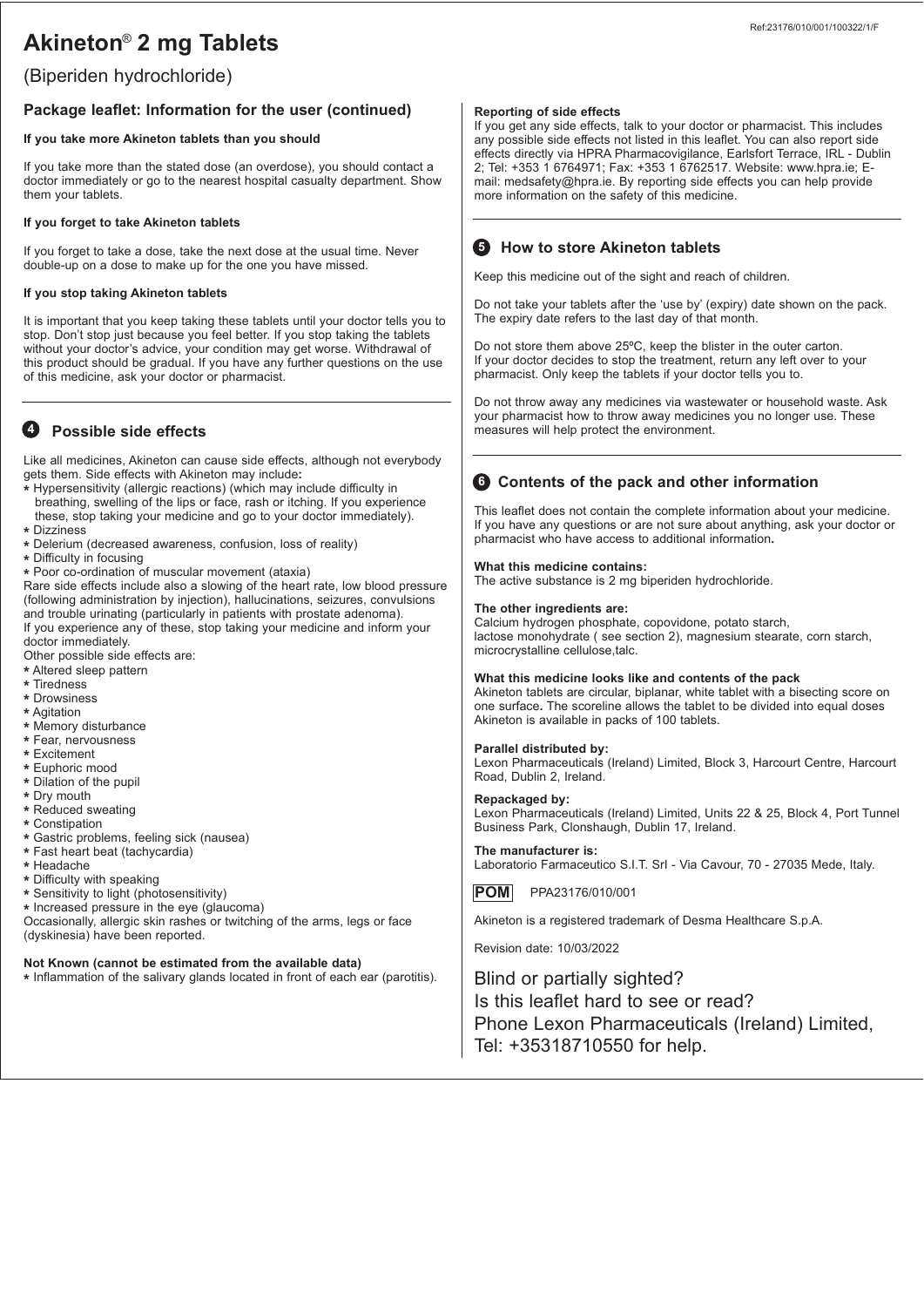Ref:23176/010/001/100322/1/F

# Akineton® 2 mg Tablets

(Biperiden hydrochloride)

## Package leaflet: Information for the user (continued)

**If you take more Akineton tablets than you should**

If you take more than the stated dose (an overdose), you should contact a doctor immediately or go to the nearest hospital casualty department. Show them your tablets.

**If you forget to take Akineton tablets**

If you forget to take a dose, take the next dose at the usual time. Never double-up on a dose to make up for the one you have missed.

**If you stop taking Akineton tablets**

It is important that you keep taking these tablets until your doctor tells you to stop. Don't stop just because you feel better. If you stop taking the tablets without your doctor's advice, your condition may get worse. Withdrawal of this product should be gradual. If you have any further questions on the use of this medicine, ask your doctor or pharmacist.

## 4 Possible side effects

Like all medicines, Akineton can cause side effects, although not everybody gets them. Side effects with Akineton may include**:**

- Hypersensitivity (allergic reactions) (which may include difficulty in breathing, swelling of the lips or face, rash or itching. If you experience these, stop taking your medicine and go to your doctor immediately).
- Dizziness
- Delerium (decreased awareness, confusion, loss of reality)
- Difficulty in focusing
- Poor co-ordination of muscular movement (ataxia)

Rare side effects include also a slowing of the heart rate, low blood pressure (following administration by injection), hallucinations, seizures, convulsions and trouble urinating (particularly in patients with prostate adenoma).
If you experience any of these, stop taking your medicine and inform your doctor immediately.
Other possible side effects are:

- Altered sleep pattern
- Tiredness
- Drowsiness
- Agitation
- Memory disturbance
- Fear, nervousness
- Excitement
- Euphoric mood
- Dilation of the pupil
- Dry mouth
- Reduced sweating
- Constipation
- Gastric problems, feeling sick (nausea)
- Fast heart beat (tachycardia)
- Headache
- Difficulty with speaking
- Sensitivity to light (photosensitivity)
- Increased pressure in the eye (glaucoma)

Occasionally, allergic skin rashes or twitching of the arms, legs or face (dyskinesia) have been reported.

**Not Known (cannot be estimated from the available data)**

- Inflammation of the salivary glands located in front of each ear (parotitis).

**Reporting of side effects**

If you get any side effects, talk to your doctor or pharmacist. This includes any possible side effects not listed in this leaflet. You can also report side effects directly via HPRA Pharmacovigilance, Earlsfort Terrace, IRL - Dublin 2; Tel: +353 1 6764971; Fax: +353 1 6762517. Website: www.hpra.ie; E-mail: medsafety@hpra.ie. By reporting side effects you can help provide more information on the safety of this medicine.

## 5 How to store Akineton tablets

Keep this medicine out of the sight and reach of children.

Do not take your tablets after the 'use by' (expiry) date shown on the pack. The expiry date refers to the last day of that month.

Do not store them above 25ºC, keep the blister in the outer carton.
If your doctor decides to stop the treatment, return any left over to your pharmacist. Only keep the tablets if your doctor tells you to.

Do not throw away any medicines via wastewater or household waste. Ask your pharmacist how to throw away medicines you no longer use. These measures will help protect the environment.

## 6 Contents of the pack and other information

This leaflet does not contain the complete information about your medicine. If you have any questions or are not sure about anything, ask your doctor or pharmacist who have access to additional information**.**

**What this medicine contains:**
The active substance is 2 mg biperiden hydrochloride.

**The other ingredients are:**
Calcium hydrogen phosphate, copovidone, potato starch,
lactose monohydrate ( see section 2), magnesium stearate, corn starch, microcrystalline cellulose,talc.

**What this medicine looks like and contents of the pack**
Akineton tablets are circular, biplanar, white tablet with a bisecting score on one surface**.** The scoreline allows the tablet to be divided into equal doses Akineton is available in packs of 100 tablets.

**Parallel distributed by:**
Lexon Pharmaceuticals (Ireland) Limited, Block 3, Harcourt Centre, Harcourt Road, Dublin 2, Ireland.

**Repackaged by:**
Lexon Pharmaceuticals (Ireland) Limited, Units 22 & 25, Block 4, Port Tunnel Business Park, Clonshaugh, Dublin 17, Ireland.

**The manufacturer is:**
Laboratorio Farmaceutico S.I.T. Srl - Via Cavour, 70 - 27035 Mede, Italy.

**POM** PPA23176/010/001

Akineton is a registered trademark of Desma Healthcare S.p.A.

Revision date: 10/03/2022

Blind or partially sighted?
Is this leaflet hard to see or read?
Phone Lexon Pharmaceuticals (Ireland) Limited,
Tel: +35318710550 for help.